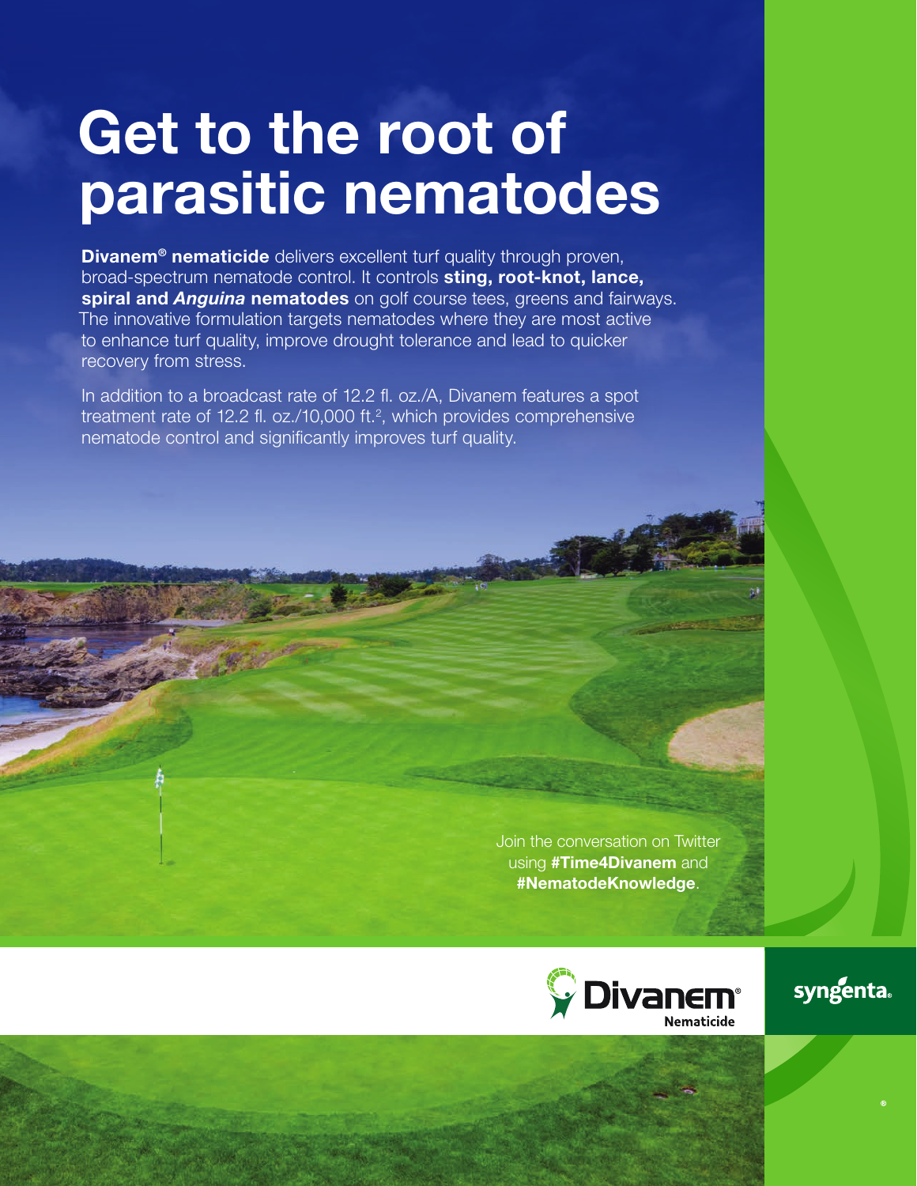# Get to the root of parasitic nematodes

**Divanem® nematicide** delivers excellent turf quality through proven, broad-spectrum nematode control. It controls **sting, root-knot, lance, spiral and *Anguina* nematodes** on golf course tees, greens and fairways. The innovative formulation targets nematodes where they are most active to enhance turf quality, improve drought tolerance and lead to quicker recovery from stress.

In addition to a broadcast rate of 12.2 fl. oz./A, Divanem features a spot treatment rate of 12.2 fl. oz./10,000 ft.$^2$, which provides comprehensive nematode control and significantly improves turf quality.

Join the conversation on Twitter using **#Time4Divanem** and **#NematodeKnowledge**.

Divanem® Nematicide

syngenta®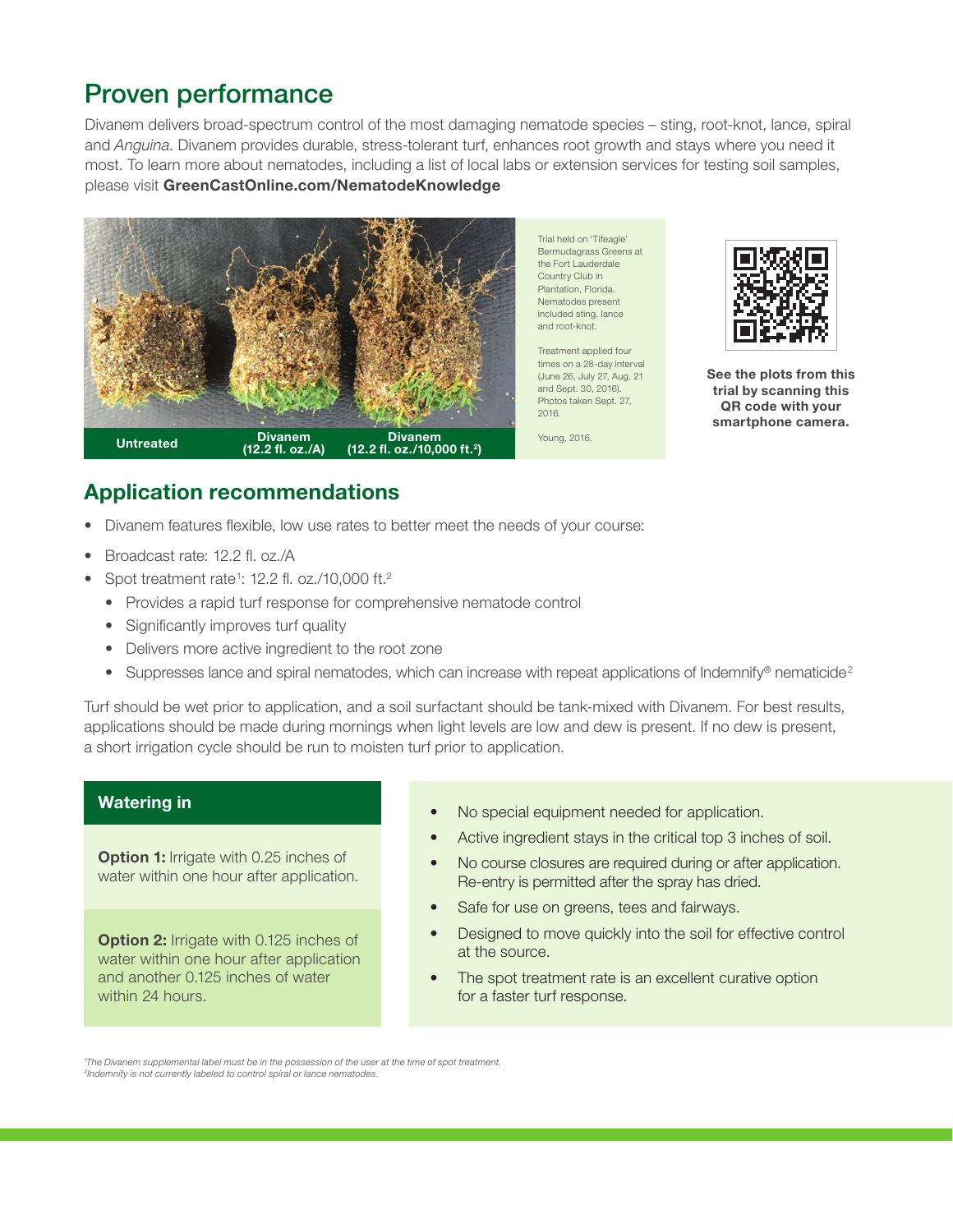## Proven performance

Divanem delivers broad-spectrum control of the most damaging nematode species – sting, root-knot, lance, spiral and *Anguina*. Divanem provides durable, stress-tolerant turf, enhances root growth and stays where you need it most. To learn more about nematodes, including a list of local labs or extension services for testing soil samples, please visit **GreenCastOnline.com/NematodeKnowledge**

**Untreated** | **Divanem (12.2 fl. oz./A)** | **Divanem (12.2 fl. oz./10,000 ft.$^2$)**

Trial held on 'Tifeagle' Bermudagrass Greens at the Fort Lauderdale Country Club in Plantation, Florida. Nematodes present included sting, lance and root-knot.

Treatment applied four times on a 28-day interval (June 26, July 27, Aug. 21 and Sept. 30, 2016). Photos taken Sept. 27, 2016.

Young, 2016.

**See the plots from this trial by scanning this QR code with your smartphone camera.**

## Application recommendations

- Divanem features flexible, low use rates to better meet the needs of your course:
- Broadcast rate: 12.2 fl. oz./A
- Spot treatment rate[1]: 12.2 fl. oz./10,000 ft.$^2$
  - Provides a rapid turf response for comprehensive nematode control
  - Significantly improves turf quality
  - Delivers more active ingredient to the root zone
  - Suppresses lance and spiral nematodes, which can increase with repeat applications of Indemnify® nematicide[2]

Turf should be wet prior to application, and a soil surfactant should be tank-mixed with Divanem. For best results, applications should be made during mornings when light levels are low and dew is present. If no dew is present, a short irrigation cycle should be run to moisten turf prior to application.

### Watering in

**Option 1:** Irrigate with 0.25 inches of water within one hour after application.

**Option 2:** Irrigate with 0.125 inches of water within one hour after application and another 0.125 inches of water within 24 hours.

- No special equipment needed for application.
- Active ingredient stays in the critical top 3 inches of soil.
- No course closures are required during or after application. Re-entry is permitted after the spray has dried.
- Safe for use on greens, tees and fairways.
- Designed to move quickly into the soil for effective control at the source.
- The spot treatment rate is an excellent curative option for a faster turf response.

*[1]The Divanem supplemental label must be in the possession of the user at the time of spot treatment.*
*[2]Indemnify is not currently labeled to control spiral or lance nematodes.*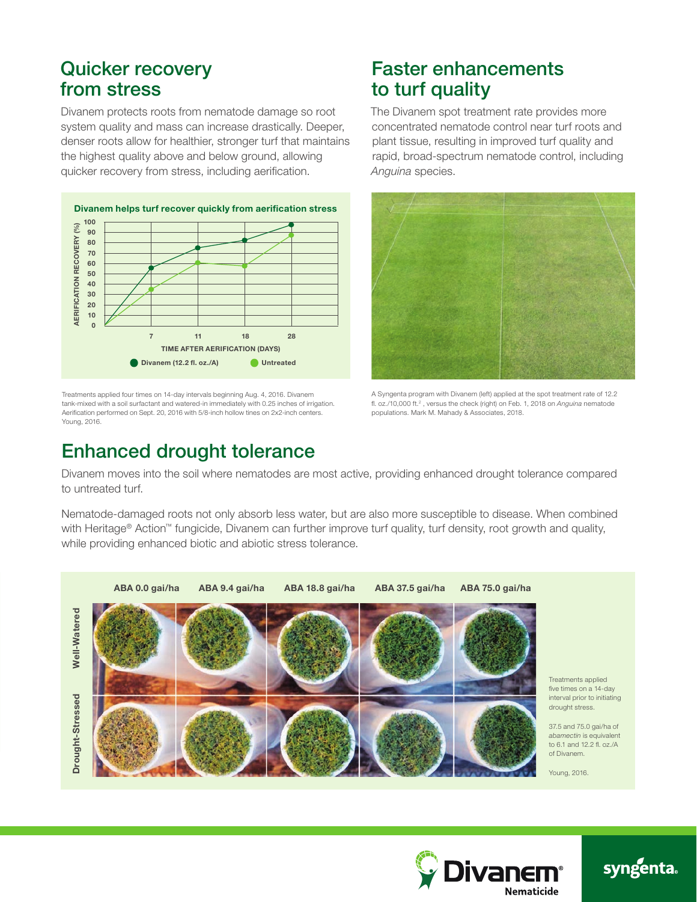## Quicker recovery from stress

Divanem protects roots from nematode damage so root system quality and mass can increase drastically. Deeper, denser roots allow for healthier, stronger turf that maintains the highest quality above and below ground, allowing quicker recovery from stress, including aerification.

**Divanem helps turf recover quickly from aerification stress**

| TIME AFTER AERIFICATION (DAYS) | Divanem (12.2 fl. oz./A) AERIFICATION RECOVERY (%) | Untreated AERIFICATION RECOVERY (%) |
|---|---|---|
| 0 | 0 | 0 |
| 7 | 55 | 35 |
| 11 | 75 | 60 |
| 18 | 82 | 58 |
| 28 | 95 | 87 |

Treatments applied four times on 14-day intervals beginning Aug. 4, 2016. Divanem tank-mixed with a soil surfactant and watered-in immediately with 0.25 inches of irrigation. Aerification performed on Sept. 20, 2016 with 5/8-inch hollow tines on 2x2-inch centers. Young, 2016.

## Faster enhancements to turf quality

The Divanem spot treatment rate provides more concentrated nematode control near turf roots and plant tissue, resulting in improved turf quality and rapid, broad-spectrum nematode control, including *Anguina* species.

A Syngenta program with Divanem (left) applied at the spot treatment rate of 12.2 fl. oz./10,000 ft.[2] , versus the check (right) on Feb. 1, 2018 on *Anguina* nematode populations. Mark M. Mahady & Associates, 2018.

## Enhanced drought tolerance

Divanem moves into the soil where nematodes are most active, providing enhanced drought tolerance compared to untreated turf.

Nematode-damaged roots not only absorb less water, but are also more susceptible to disease. When combined with Heritage® Action™ fungicide, Divanem can further improve turf quality, turf density, root growth and quality, while providing enhanced biotic and abiotic stress tolerance.

| | ABA 0.0 gai/ha | ABA 9.4 gai/ha | ABA 18.8 gai/ha | ABA 37.5 gai/ha | ABA 75.0 gai/ha |
|---|---|---|---|---|---|
| Well-Watered | | | | | |
| Drought-Stressed | | | | | |

Treatments applied five times on a 14-day interval prior to initiating drought stress.

37.5 and 75.0 gai/ha of *abamectin* is equivalent to 6.1 and 12.2 fl. oz./A of Divanem.

Young, 2016.

Divanem® Nematicide

syngenta®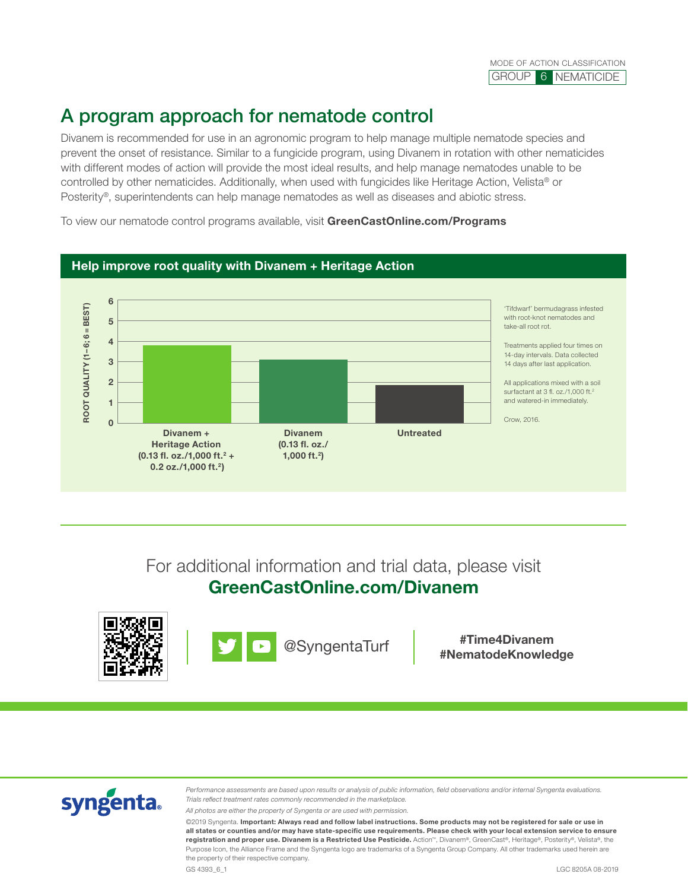MODE OF ACTION CLASSIFICATION
GROUP 6 NEMATICIDE

## A program approach for nematode control

Divanem is recommended for use in an agronomic program to help manage multiple nematode species and prevent the onset of resistance. Similar to a fungicide program, using Divanem in rotation with other nematicides with different modes of action will provide the most ideal results, and help manage nematodes unable to be controlled by other nematicides. Additionally, when used with fungicides like Heritage Action, Velista® or Posterity®, superintendents can help manage nematodes as well as diseases and abiotic stress.

To view our nematode control programs available, visit **GreenCastOnline.com/Programs**

### Help improve root quality with Divanem + Heritage Action

ROOT QUALITY (1–6; 6 = BEST)

6
5
4
3
2
1
0

**Divanem + Heritage Action (0.13 fl. oz./1,000 ft.$^2$ + 0.2 oz./1,000 ft.$^2$)**

**Divanem (0.13 fl. oz./ 1,000 ft.$^2$)**

**Untreated**

'Tifdwarf' bermudagrass infested with root-knot nematodes and take-all root rot.

Treatments applied four times on 14-day intervals. Data collected 14 days after last application.

All applications mixed with a soil surfactant at 3 fl. oz./1,000 ft.$^2$ and watered-in immediately.

Crow, 2016.

For additional information and trial data, please visit
**GreenCastOnline.com/Divanem**

@SyngentaTurf

**#Time4Divanem**
**#NematodeKnowledge**

syngenta

*Performance assessments are based upon results or analysis of public information, field observations and/or internal Syngenta evaluations. Trials reflect treatment rates commonly recommended in the marketplace.*

*All photos are either the property of Syngenta or are used with permission.*

©2019 Syngenta. **Important: Always read and follow label instructions. Some products may not be registered for sale or use in all states or counties and/or may have state-specific use requirements. Please check with your local extension service to ensure registration and proper use. Divanem is a Restricted Use Pesticide.** Action™, Divanem®, GreenCast®, Heritage®, Posterity®, Velista®, the Purpose Icon, the Alliance Frame and the Syngenta logo are trademarks of a Syngenta Group Company. All other trademarks used herein are the property of their respective company.

GS 4393_6_1 LGC 8205A 08-2019